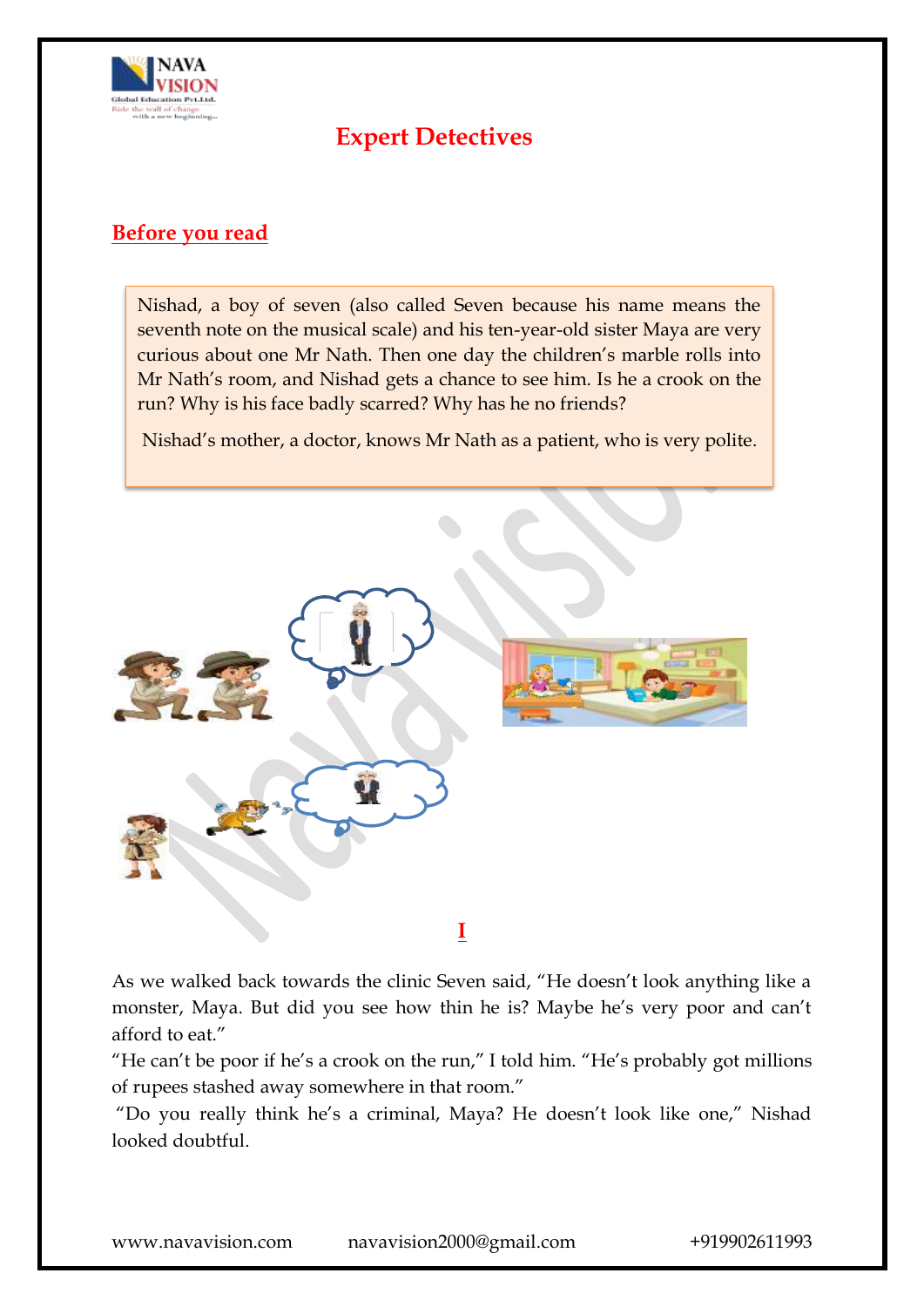# Expert Detectives

## Before you read

Nishad, a boy of seven (also called Seven because his name means the seventh note on the musical scale) and his ten-year-old sister Maya are very curious about one Mr Nath. Then one day the children's marble rolls into Mr Nath's room, and Nishad gets a chance to see him. Is he a crook on the run? Why is his face badly scarred? Why has he no friends?

Nishad's mother, a doctor, knows Mr Nath as a patient, who is very polite.

## I

As we walked back towards the clinic Seven said, "He doesn't look anything like a monster, Maya. But did you see how thin he is? Maybe he's very poor and can't afford to eat."

"He can't be poor if he's a crook on the run," I told him. "He's probably got millions of rupees stashed away somewhere in that room."

"Do you really think he's a criminal, Maya? He doesn't look like one," Nishad looked doubtful.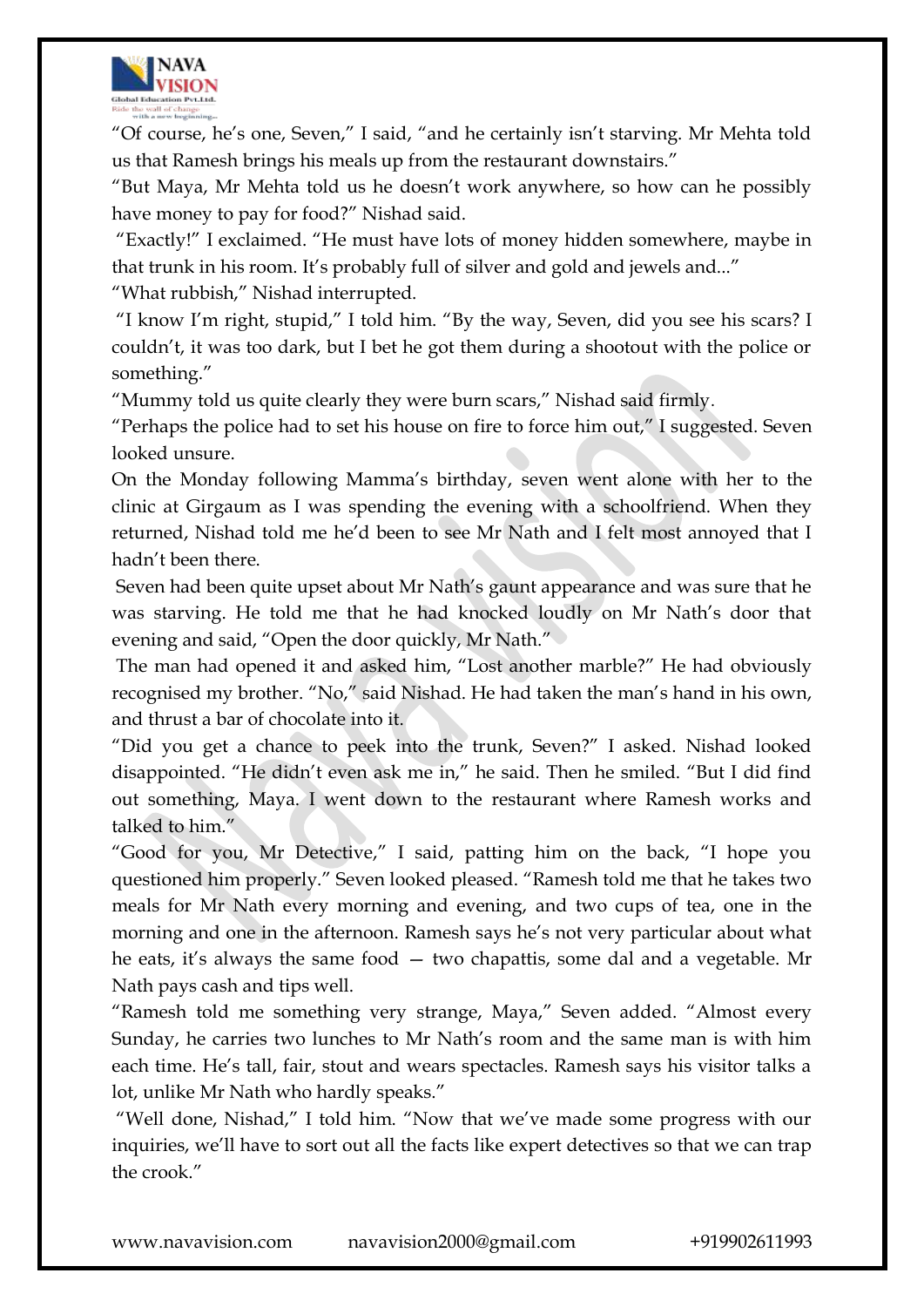"Of course, he's one, Seven," I said, "and he certainly isn't starving. Mr Mehta told us that Ramesh brings his meals up from the restaurant downstairs."

"But Maya, Mr Mehta told us he doesn't work anywhere, so how can he possibly have money to pay for food?" Nishad said.

"Exactly!" I exclaimed. "He must have lots of money hidden somewhere, maybe in that trunk in his room. It's probably full of silver and gold and jewels and..."

"What rubbish," Nishad interrupted.

"I know I'm right, stupid," I told him. "By the way, Seven, did you see his scars? I couldn't, it was too dark, but I bet he got them during a shootout with the police or something."

"Mummy told us quite clearly they were burn scars," Nishad said firmly.

"Perhaps the police had to set his house on fire to force him out," I suggested. Seven looked unsure.

On the Monday following Mamma's birthday, seven went alone with her to the clinic at Girgaum as I was spending the evening with a schoolfriend. When they returned, Nishad told me he'd been to see Mr Nath and I felt most annoyed that I hadn't been there.

Seven had been quite upset about Mr Nath's gaunt appearance and was sure that he was starving. He told me that he had knocked loudly on Mr Nath's door that evening and said, "Open the door quickly, Mr Nath."

The man had opened it and asked him, "Lost another marble?" He had obviously recognised my brother. "No," said Nishad. He had taken the man's hand in his own, and thrust a bar of chocolate into it.

"Did you get a chance to peek into the trunk, Seven?" I asked. Nishad looked disappointed. "He didn't even ask me in," he said. Then he smiled. "But I did find out something, Maya. I went down to the restaurant where Ramesh works and talked to him."

"Good for you, Mr Detective," I said, patting him on the back, "I hope you questioned him properly." Seven looked pleased. "Ramesh told me that he takes two meals for Mr Nath every morning and evening, and two cups of tea, one in the morning and one in the afternoon. Ramesh says he's not very particular about what he eats, it's always the same food — two chapattis, some dal and a vegetable. Mr Nath pays cash and tips well.

"Ramesh told me something very strange, Maya," Seven added. "Almost every Sunday, he carries two lunches to Mr Nath's room and the same man is with him each time. He's tall, fair, stout and wears spectacles. Ramesh says his visitor talks a lot, unlike Mr Nath who hardly speaks."

"Well done, Nishad," I told him. "Now that we've made some progress with our inquiries, we'll have to sort out all the facts like expert detectives so that we can trap the crook."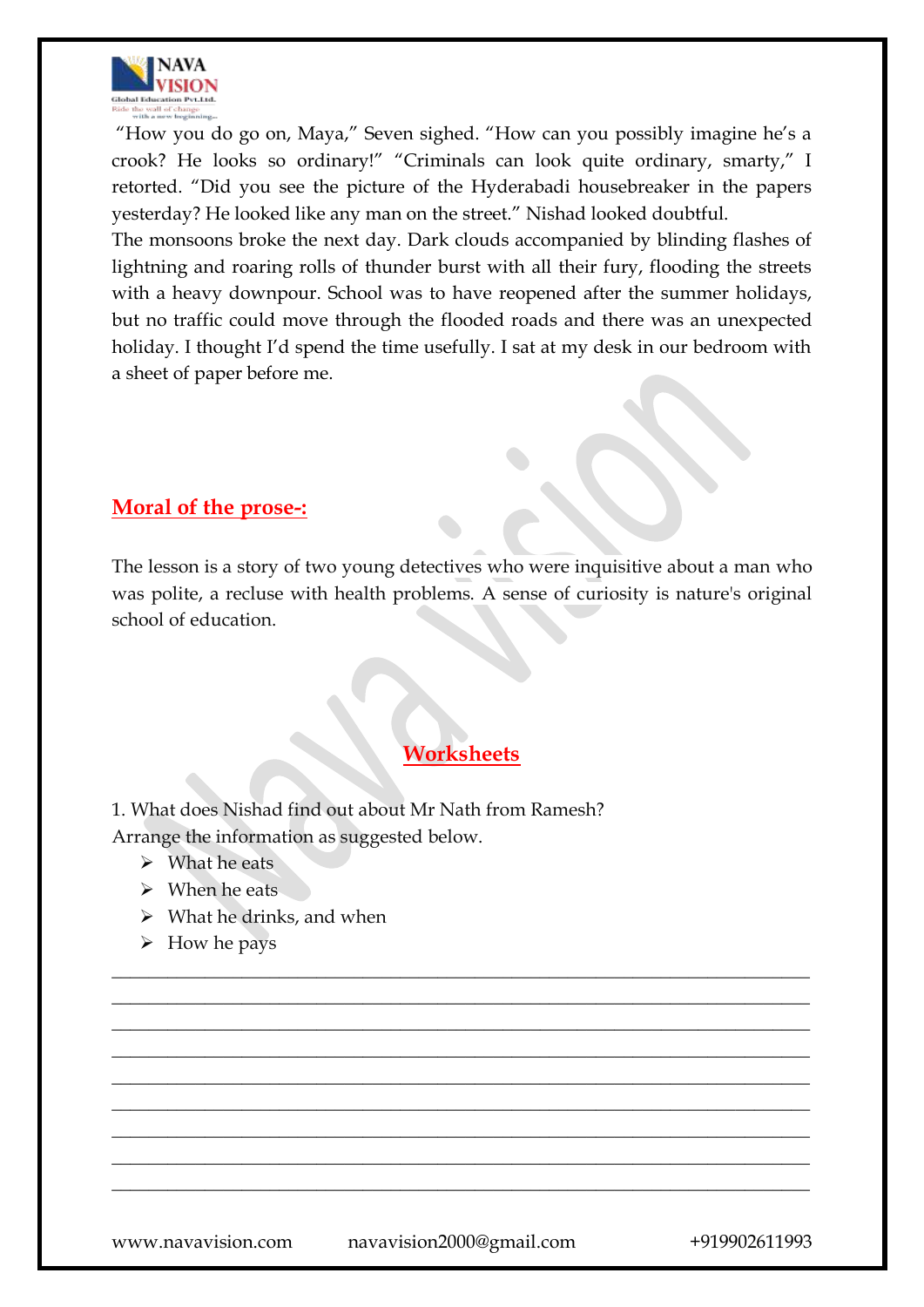"How you do go on, Maya," Seven sighed. "How can you possibly imagine he's a crook? He looks so ordinary!" "Criminals can look quite ordinary, smarty," I retorted. "Did you see the picture of the Hyderabadi housebreaker in the papers yesterday? He looked like any man on the street." Nishad looked doubtful.

The monsoons broke the next day. Dark clouds accompanied by blinding flashes of lightning and roaring rolls of thunder burst with all their fury, flooding the streets with a heavy downpour. School was to have reopened after the summer holidays, but no traffic could move through the flooded roads and there was an unexpected holiday. I thought I'd spend the time usefully. I sat at my desk in our bedroom with a sheet of paper before me.

## Moral of the prose-:

The lesson is a story of two young detectives who were inquisitive about a man who was polite, a recluse with health problems. A sense of curiosity is nature's original school of education.

## Worksheets

1. What does Nishad find out about Mr Nath from Ramesh?
Arrange the information as suggested below.
- What he eats
- When he eats
- What he drinks, and when
- How he pays

___________________________________________________________________________
___________________________________________________________________________
___________________________________________________________________________
___________________________________________________________________________
___________________________________________________________________________
___________________________________________________________________________
___________________________________________________________________________
___________________________________________________________________________
___________________________________________________________________________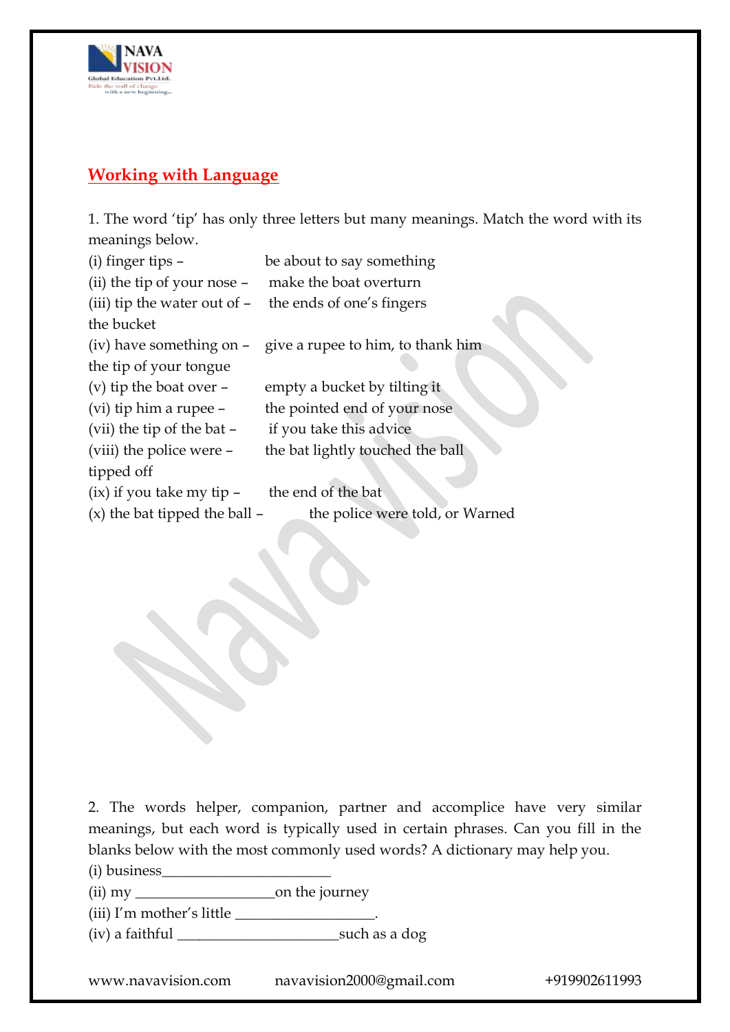## Working with Language

1. The word 'tip' has only three letters but many meanings. Match the word with its meanings below.

| | |
|---|---|
| (i) finger tips – | be about to say something |
| (ii) the tip of your nose – | make the boat overturn |
| (iii) tip the water out of – the bucket | the ends of one's fingers |
| (iv) have something on – the tip of your tongue | give a rupee to him, to thank him |
| (v) tip the boat over – | empty a bucket by tilting it |
| (vi) tip him a rupee – | the pointed end of your nose |
| (vii) the tip of the bat – | if you take this advice |
| (viii) the police were – tipped off | the bat lightly touched the ball |
| (ix) if you take my tip – | the end of the bat |
| (x) the bat tipped the ball – | the police were told, or Warned |

2. The words helper, companion, partner and accomplice have very similar meanings, but each word is typically used in certain phrases. Can you fill in the blanks below with the most commonly used words? A dictionary may help you.

(i) business______________________

(ii) my __________________on the journey

(iii) I'm mother's little __________________.

(iv) a faithful _____________________such as a dog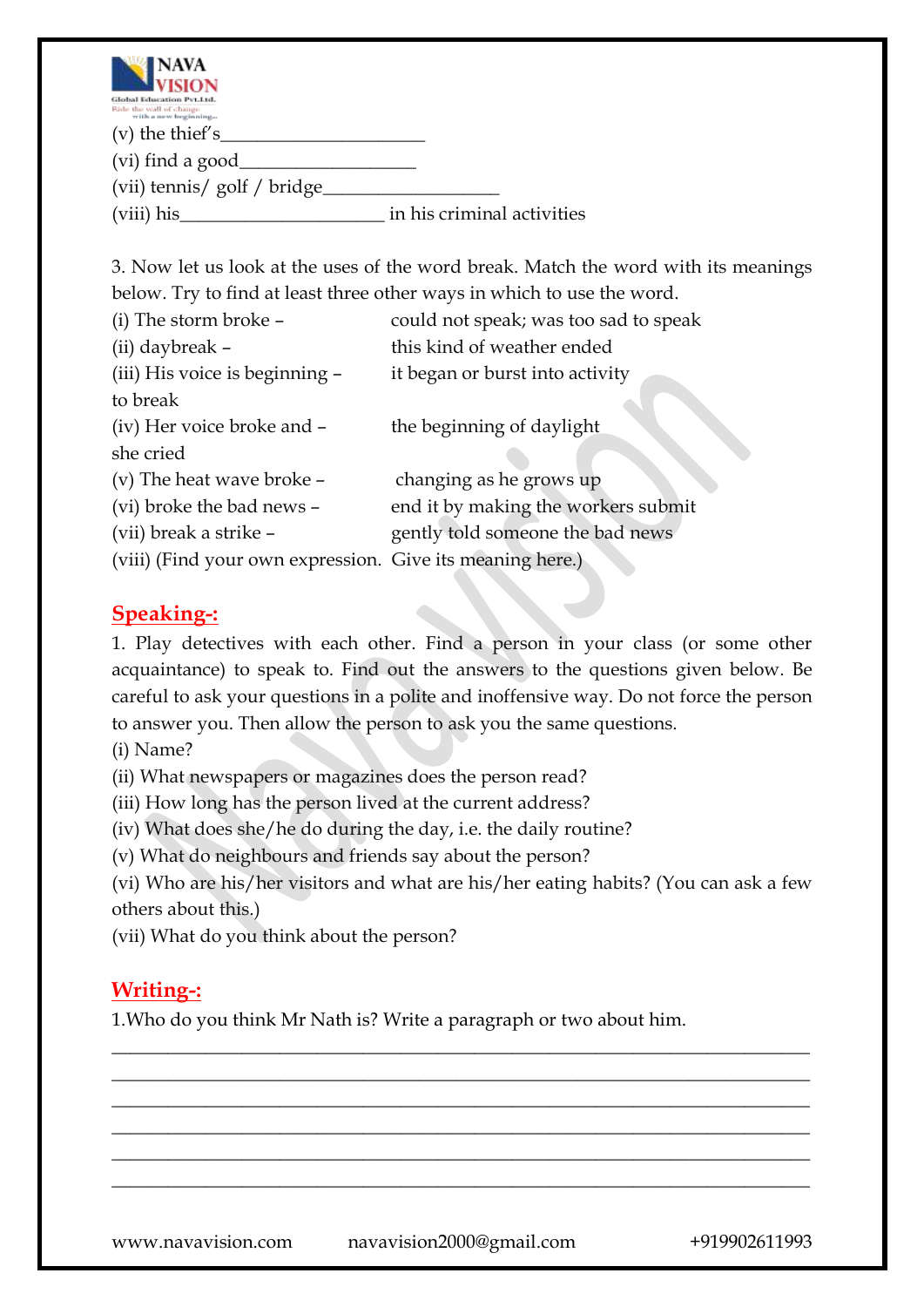(v) the thief's____________________

(vi) find a good_________________

(vii) tennis/ golf / bridge_________________

(viii) his____________________ in his criminal activities

3. Now let us look at the uses of the word break. Match the word with its meanings below. Try to find at least three other ways in which to use the word.

| | |
|---|---|
| (i) The storm broke – | could not speak; was too sad to speak |
| (ii) daybreak – | this kind of weather ended |
| (iii) His voice is beginning – to break | it began or burst into activity |
| (iv) Her voice broke and – she cried | the beginning of daylight |
| (v) The heat wave broke – | changing as he grows up |
| (vi) broke the bad news – | end it by making the workers submit |
| (vii) break a strike – | gently told someone the bad news |
| (viii) (Find your own expression. | Give its meaning here.) |

## Speaking-:

1. Play detectives with each other. Find a person in your class (or some other acquaintance) to speak to. Find out the answers to the questions given below. Be careful to ask your questions in a polite and inoffensive way. Do not force the person to answer you. Then allow the person to ask you the same questions.

(i) Name?

(ii) What newspapers or magazines does the person read?

(iii) How long has the person lived at the current address?

(iv) What does she/he do during the day, i.e. the daily routine?

(v) What do neighbours and friends say about the person?

(vi) Who are his/her visitors and what are his/her eating habits? (You can ask a few others about this.)

(vii) What do you think about the person?

## Writing-:

1.Who do you think Mr Nath is? Write a paragraph or two about him.

______________________________________________________________________

______________________________________________________________________

______________________________________________________________________

______________________________________________________________________

______________________________________________________________________

______________________________________________________________________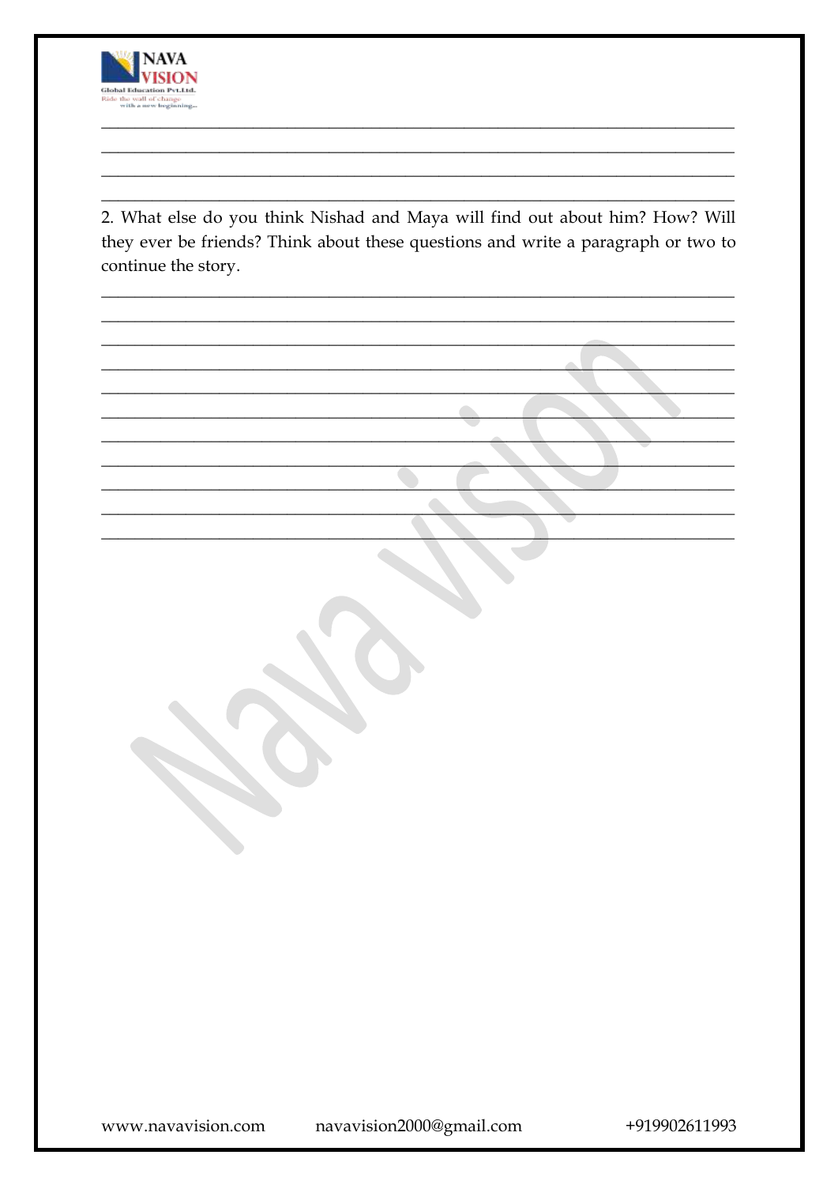2. What else do you think Nishad and Maya will find out about him? How? Will they ever be friends? Think about these questions and write a paragraph or two to continue the story.